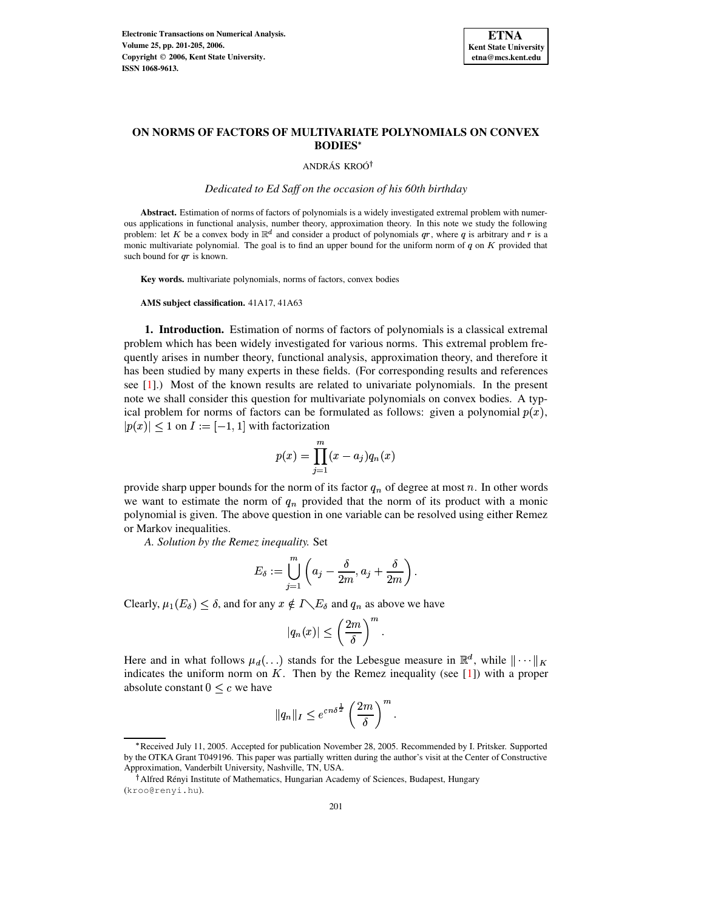# ON NORMS OF FACTORS OF MULTIVARIATE POLYNOMIALS ON CONVEX BODIES*

ANDRÁS KROÓ†

*Dedicated to Ed Saff on the occasion of his 60th birthday*

**Abstract.** Estimation of norms of factors of polynomials is a widely investigated extremal problem with numerous applications in functional analysis, number theory, approximation theory. In this note we study the following problem: let $K$ be a convex body in $\mathbb{R}^d$ and consider a product of polynomials $qr$, where $q$ is arbitrary and $r$ is a monic multivariate polynomial. The goal is to find an upper bound for the uniform norm of $q$ on $K$ provided that such bound for $qr$ is known.

**Key words.** multivariate polynomials, norms of factors, convex bodies

**AMS subject classification.** 41A17, 41A63

**1. Introduction.** Estimation of norms of factors of polynomials is a classical extremal problem which has been widely investigated for various norms. This extremal problem frequently arises in number theory, functional analysis, approximation theory, and therefore it has been studied by many experts in these fields. (For corresponding results and references see [1].) Most of the known results are related to univariate polynomials. In the present note we shall consider this question for multivariate polynomials on convex bodies. A typical problem for norms of factors can be formulated as follows: given a polynomial $p(x)$, $|p(x)| \leq 1$ on $I := [-1, 1]$ with factorization

$$p(x) = \prod_{j=1}^{m}(x - a_j)q_n(x)$$

provide sharp upper bounds for the norm of its factor $q_n$ of degree at most $n$. In other words we want to estimate the norm of $q_n$ provided that the norm of its product with a monic polynomial is given. The above question in one variable can be resolved using either Remez or Markov inequalities.

*A. Solution by the Remez inequality.* Set

$$E_\delta := \bigcup_{j=1}^{m}\left(a_j - \frac{\delta}{2m}, a_j + \frac{\delta}{2m}\right).$$

Clearly, $\mu_1(E_\delta) \leq \delta$, and for any $x \notin I \diagdown E_\delta$ and $q_n$ as above we have

$$|q_n(x)| \leq \left(\frac{2m}{\delta}\right)^m.$$

Here and in what follows $\mu_d(\ldots)$ stands for the Lebesgue measure in $\mathbb{R}^d$, while $\|\cdots\|_K$ indicates the uniform norm on $K$. Then by the Remez inequality (see [1]) with a proper absolute constant $0 \leq c$ we have

$$\|q_n\|_I \leq e^{cn\delta^{\frac{1}{2}}}\left(\frac{2m}{\delta}\right)^m.$$

---

*Received July 11, 2005. Accepted for publication November 28, 2005. Recommended by I. Pritsker. Supported by the OTKA Grant T049196. This paper was partially written during the author's visit at the Center of Constructive Approximation, Vanderbilt University, Nashville, TN, USA.

†Alfred Rényi Institute of Mathematics, Hungarian Academy of Sciences, Budapest, Hungary (kroo@renyi.hu).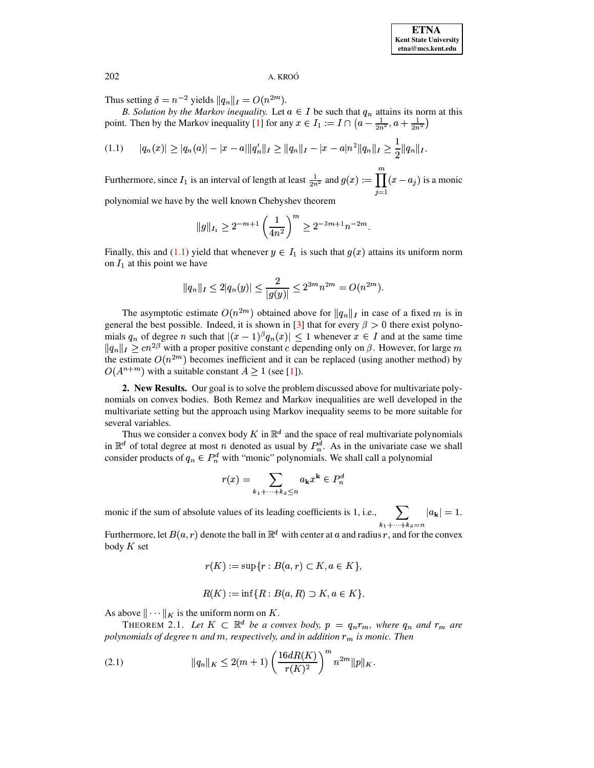Thus setting $\delta = n^{-2}$ yields $\|q_n\|_I = O(n^{2m})$.

*B. Solution by the Markov inequality.* Let $a \in I$ be such that $q_n$ attains its norm at this point. Then by the Markov inequality [1] for any $x \in I_1 := I \cap \left(a - \frac{1}{2n^2}, a + \frac{1}{2n^2}\right)$

$$|q_n(x)| \geq |q_n(a)| - |x-a| \|q_n'\|_I \geq \|q_n\|_I - |x-a| n^2 \|q_n\|_I \geq \frac{1}{2}\|q_n\|_I. \tag{1.1}$$

Furthermore, since $I_1$ is an interval of length at least $\frac{1}{2n^2}$ and $g(x) := \prod_{j=1}^{m}(x - a_j)$ is a monic polynomial we have by the well known Chebyshev theorem

$$\|g\|_{I_1} \geq 2^{-m+1}\left(\frac{1}{4n^2}\right)^m \geq 2^{-3m+1} n^{-2m}.$$

Finally, this and (1.1) yield that whenever $y \in I_1$ is such that $g(x)$ attains its uniform norm on $I_1$ at this point we have

$$\|q_n\|_I \leq 2|q_n(y)| \leq \frac{2}{|g(y)|} \leq 2^{3m} n^{2m} = O(n^{2m}).$$

The asymptotic estimate $O(n^{2m})$ obtained above for $\|q_n\|_I$ in case of a fixed $m$ is in general the best possible. Indeed, it is shown in [3] that for every $\beta > 0$ there exist polynomials $q_n$ of degree $n$ such that $|(x-1)^\beta q_n(x)| \leq 1$ whenever $x \in I$ and at the same time $\|q_n\|_I \geq cn^{2\beta}$ with a proper positive constant $c$ depending only on $\beta$. However, for large $m$ the estimate $O(n^{2m})$ becomes inefficient and it can be replaced (using another method) by $O(A^{n+m})$ with a suitable constant $A \geq 1$ (see [1]).

**2. New Results.** Our goal is to solve the problem discussed above for multivariate polynomials on convex bodies. Both Remez and Markov inequalities are well developed in the multivariate setting but the approach using Markov inequality seems to be more suitable for several variables.

Thus we consider a convex body $K$ in $\mathbb{R}^d$ and the space of real multivariate polynomials in $\mathbb{R}^d$ of total degree at most $n$ denoted as usual by $P_n^d$. As in the univariate case we shall consider products of $q_n \in P_n^d$ with "monic" polynomials. We shall call a polynomial

$$r(x) = \sum_{k_1+\cdots+k_d \leq n} a_{\mathbf{k}} x^{\mathbf{k}} \in P_n^d$$

monic if the sum of absolute values of its leading coefficients is 1, i.e., $\sum_{k_1+\cdots+k_d=n} |a_{\mathbf{k}}| = 1$.

Furthermore, let $B(a,r)$ denote the ball in $\mathbb{R}^d$ with center at $a$ and radius $r$, and for the convex body $K$ set

$$r(K) := \sup\{r : B(a,r) \subset K, a \in K\},$$

$$R(K) := \inf\{R : B(a,R) \supset K, a \in K\}.$$

As above $\|\cdots\|_K$ is the uniform norm on $K$.

THEOREM 2.1. *Let $K \subset \mathbb{R}^d$ be a convex body, $p = q_n r_m$, where $q_n$ and $r_m$ are polynomials of degree $n$ and $m$, respectively, and in addition $r_m$ is monic. Then*

$$\|q_n\|_K \leq 2(m+1)\left(\frac{16dR(K)}{r(K)^2}\right)^m n^{2m} \|p\|_K. \tag{2.1}$$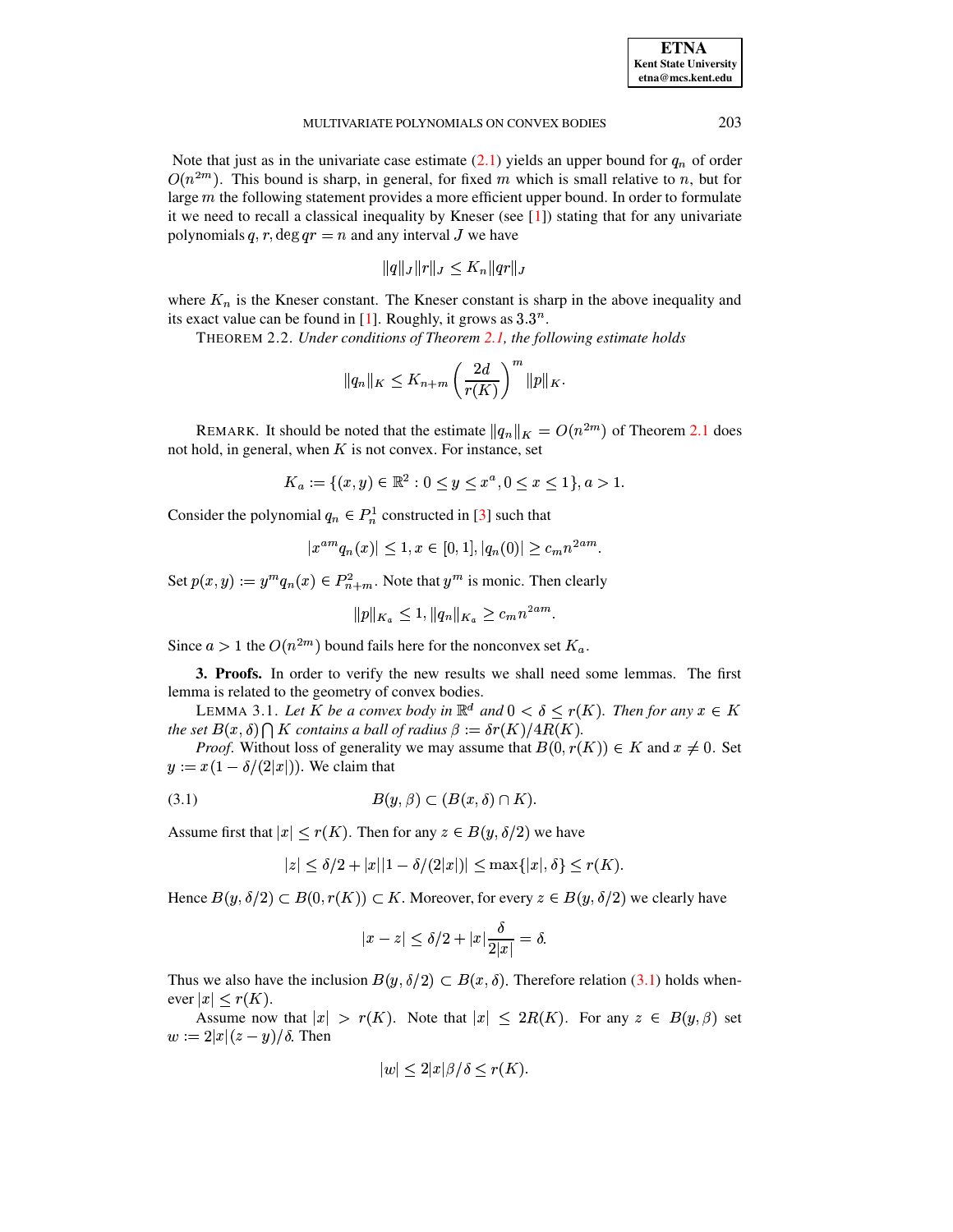Note that just as in the univariate case estimate (2.1) yields an upper bound for $q_n$ of order $O(n^{2m})$. This bound is sharp, in general, for fixed $m$ which is small relative to $n$, but for large $m$ the following statement provides a more efficient upper bound. In order to formulate it we need to recall a classical inequality by Kneser (see [1]) stating that for any univariate polynomials $q, r, \deg qr = n$ and any interval $J$ we have

$$\|q\|_J \|r\|_J \leq K_n \|qr\|_J$$

where $K_n$ is the Kneser constant. The Kneser constant is sharp in the above inequality and its exact value can be found in [1]. Roughly, it grows as $3.3^n$.

THEOREM 2.2. *Under conditions of Theorem 2.1, the following estimate holds*

$$\|q_n\|_K \leq K_{n+m} \left(\frac{2d}{r(K)}\right)^m \|p\|_K.$$

REMARK. It should be noted that the estimate $\|q_n\|_K = O(n^{2m})$ of Theorem 2.1 does not hold, in general, when $K$ is not convex. For instance, set

$$K_a := \{(x, y) \in \mathbb{R}^2 : 0 \leq y \leq x^a, 0 \leq x \leq 1\}, a > 1.$$

Consider the polynomial $q_n \in P_n^1$ constructed in [3] such that

$$|x^{am} q_n(x)| \leq 1, x \in [0, 1], |q_n(0)| \geq c_m n^{2am}.$$

Set $p(x, y) := y^m q_n(x) \in P_{n+m}^2$. Note that $y^m$ is monic. Then clearly

$$\|p\|_{K_a} \leq 1, \|q_n\|_{K_a} \geq c_m n^{2am}.$$

Since $a > 1$ the $O(n^{2m})$ bound fails here for the nonconvex set $K_a$.

**3. Proofs.** In order to verify the new results we shall need some lemmas. The first lemma is related to the geometry of convex bodies.

LEMMA 3.1. *Let $K$ be a convex body in $\mathbb{R}^d$ and $0 < \delta \leq r(K)$. Then for any $x \in K$ the set $B(x, \delta) \bigcap K$ contains a ball of radius $\beta := \delta r(K)/4R(K)$.*

*Proof.* Without loss of generality we may assume that $B(0, r(K)) \in K$ and $x \neq 0$. Set $y := x(1 - \delta/(2|x|))$. We claim that

$$B(y, \beta) \subset (B(x, \delta) \cap K). \tag{3.1}$$

Assume first that $|x| \leq r(K)$. Then for any $z \in B(y, \delta/2)$ we have

$$|z| \leq \delta/2 + |x||1 - \delta/(2|x|)| \leq \max\{|x|, \delta\} \leq r(K).$$

Hence $B(y, \delta/2) \subset B(0, r(K)) \subset K$. Moreover, for every $z \in B(y, \delta/2)$ we clearly have

$$|x - z| \leq \delta/2 + |x|\frac{\delta}{2|x|} = \delta.$$

Thus we also have the inclusion $B(y, \delta/2) \subset B(x, \delta)$. Therefore relation (3.1) holds whenever $|x| \leq r(K)$.

Assume now that $|x| > r(K)$. Note that $|x| \leq 2R(K)$. For any $z \in B(y, \beta)$ set $w := 2|x|(z - y)/\delta$. Then

$$|w| \leq 2|x|\beta/\delta \leq r(K).$$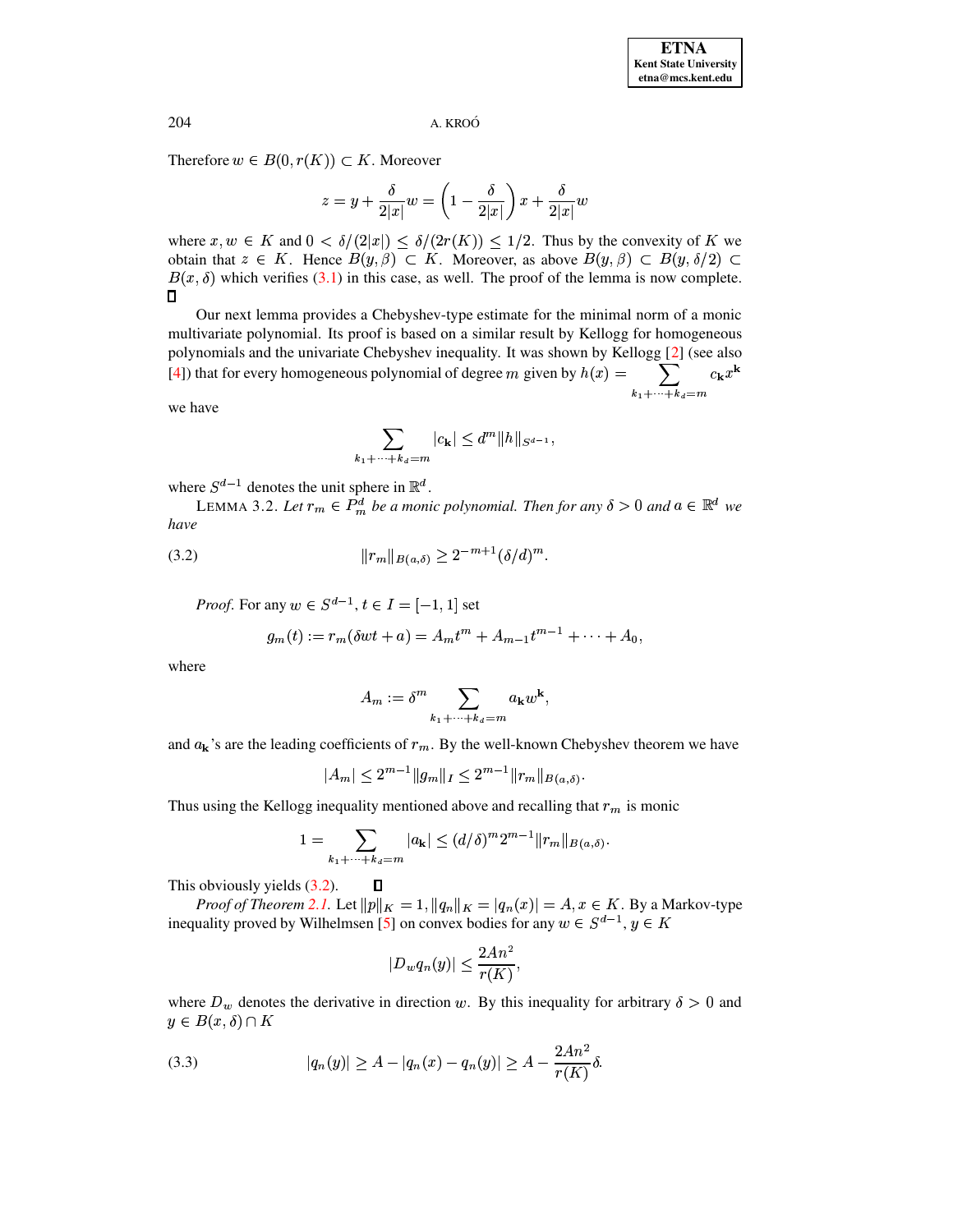Therefore $w \in B(0, r(K)) \subset K$. Moreover

$$z = y + \frac{\delta}{2|x|}w = \left(1 - \frac{\delta}{2|x|}\right)x + \frac{\delta}{2|x|}w$$

where $x, w \in K$ and $0 < \delta/(2|x|) \leq \delta/(2r(K)) \leq 1/2$. Thus by the convexity of $K$ we obtain that $z \in K$. Hence $B(y, \beta) \subset K$. Moreover, as above $B(y, \beta) \subset B(y, \delta/2) \subset B(x, \delta)$ which verifies (3.1) in this case, as well. The proof of the lemma is now complete. ☐

Our next lemma provides a Chebyshev-type estimate for the minimal norm of a monic multivariate polynomial. Its proof is based on a similar result by Kellogg for homogeneous polynomials and the univariate Chebyshev inequality. It was shown by Kellogg [2] (see also [4]) that for every homogeneous polynomial of degree $m$ given by $h(x) = \sum_{k_1+\cdots+k_d=m} c_{\mathbf{k}} x^{\mathbf{k}}$ we have

$$\sum_{k_1+\cdots+k_d=m} |c_{\mathbf{k}}| \leq d^m \|h\|_{S^{d-1}},$$

where $S^{d-1}$ denotes the unit sphere in $\mathbb{R}^d$.

LEMMA 3.2. *Let $r_m \in P_m^d$ be a monic polynomial. Then for any $\delta > 0$ and $a \in \mathbb{R}^d$ we have*

$$\|r_m\|_{B(a,\delta)} \geq 2^{-m+1}(\delta/d)^m. \tag{3.2}$$

*Proof.* For any $w \in S^{d-1}$, $t \in I = [-1, 1]$ set

$$g_m(t) := r_m(\delta w t + a) = A_m t^m + A_{m-1} t^{m-1} + \cdots + A_0,$$

where

$$A_m := \delta^m \sum_{k_1+\cdots+k_d=m} a_{\mathbf{k}} w^{\mathbf{k}},$$

and $a_{\mathbf{k}}$'s are the leading coefficients of $r_m$. By the well-known Chebyshev theorem we have

$$|A_m| \leq 2^{m-1} \|g_m\|_I \leq 2^{m-1} \|r_m\|_{B(a,\delta)}.$$

Thus using the Kellogg inequality mentioned above and recalling that $r_m$ is monic

$$1 = \sum_{k_1+\cdots+k_d=m} |a_{\mathbf{k}}| \leq (d/\delta)^m 2^{m-1} \|r_m\|_{B(a,\delta)}.$$

This obviously yields (3.2). ☐

*Proof of Theorem 2.1.* Let $\|p\|_K = 1, \|q_n\|_K = |q_n(x)| = A, x \in K$. By a Markov-type inequality proved by Wilhelmsen [5] on convex bodies for any $w \in S^{d-1}$, $y \in K$

$$|D_w q_n(y)| \leq \frac{2An^2}{r(K)},$$

where $D_w$ denotes the derivative in direction $w$. By this inequality for arbitrary $\delta > 0$ and $y \in B(x, \delta) \cap K$

$$|q_n(y)| \geq A - |q_n(x) - q_n(y)| \geq A - \frac{2An^2}{r(K)}\delta. \tag{3.3}$$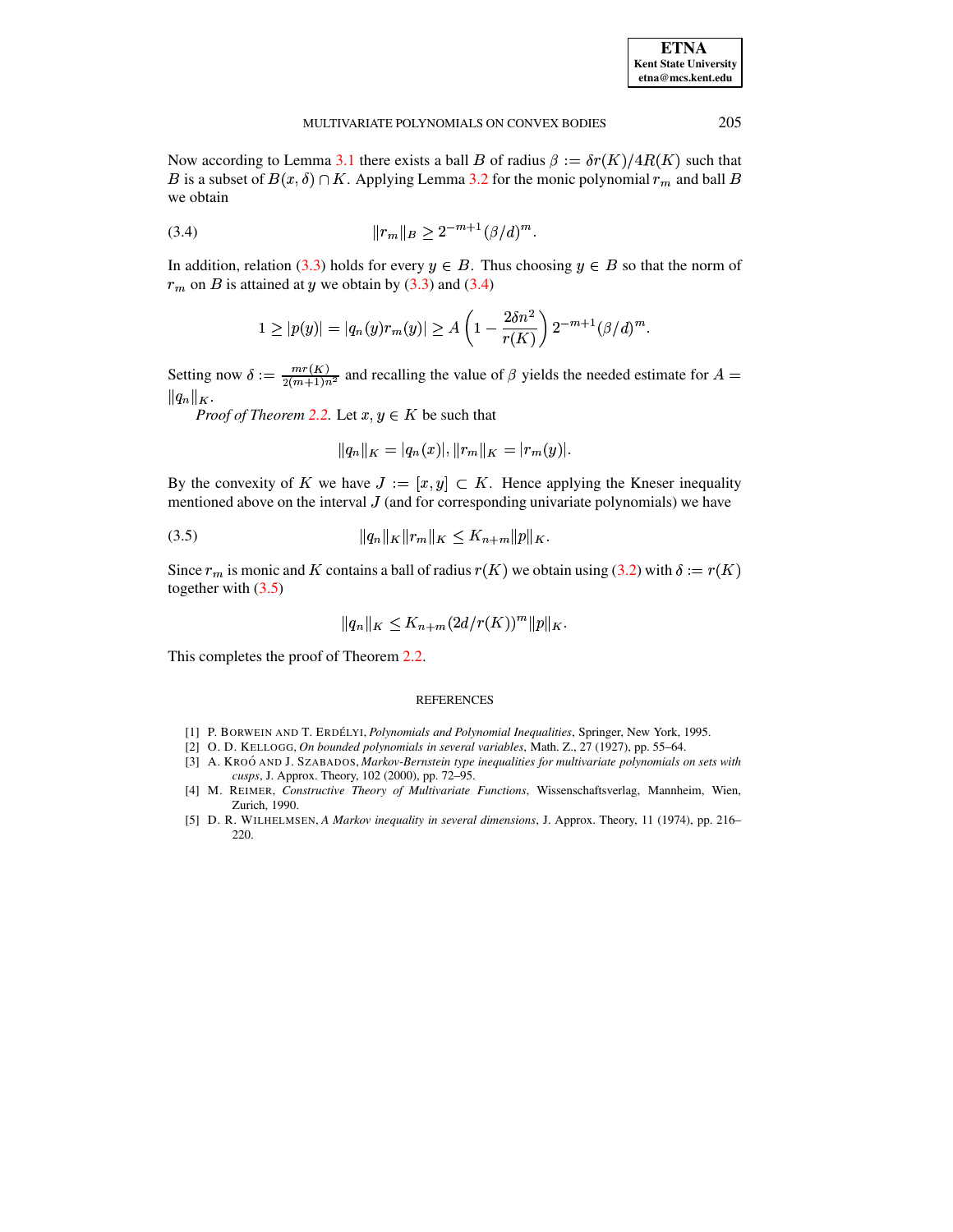Now according to Lemma 3.1 there exists a ball $B$ of radius $\beta := \delta r(K)/4R(K)$ such that $B$ is a subset of $B(x,\delta) \cap K$. Applying Lemma 3.2 for the monic polynomial $r_m$ and ball $B$ we obtain

$$\|r_m\|_B \geq 2^{-m+1}(\beta/d)^m. \tag{3.4}$$

In addition, relation (3.3) holds for every $y \in B$. Thus choosing $y \in B$ so that the norm of $r_m$ on $B$ is attained at $y$ we obtain by (3.3) and (3.4)

$$1 \geq |p(y)| = |q_n(y) r_m(y)| \geq A\left(1 - \frac{2\delta n^2}{r(K)}\right) 2^{-m+1}(\beta/d)^m.$$

Setting now $\delta := \frac{mr(K)}{2(m+1)n^2}$ and recalling the value of $\beta$ yields the needed estimate for $A = \|q_n\|_K$.

*Proof of Theorem 2.2.* Let $x, y \in K$ be such that

$$\|q_n\|_K = |q_n(x)|, \|r_m\|_K = |r_m(y)|.$$

By the convexity of $K$ we have $J := [x,y] \subset K$. Hence applying the Kneser inequality mentioned above on the interval $J$ (and for corresponding univariate polynomials) we have

$$\|q_n\|_K \|r_m\|_K \leq K_{n+m} \|p\|_K. \tag{3.5}$$

Since $r_m$ is monic and $K$ contains a ball of radius $r(K)$ we obtain using (3.2) with $\delta := r(K)$ together with (3.5)

$$\|q_n\|_K \leq K_{n+m}(2d/r(K))^m \|p\|_K.$$

This completes the proof of Theorem 2.2.

## REFERENCES

[1] P. Borwein and T. Erdélyi, *Polynomials and Polynomial Inequalities*, Springer, New York, 1995.

[2] O. D. Kellogg, *On bounded polynomials in several variables*, Math. Z., 27 (1927), pp. 55–64.

[3] A. Kroó and J. Szabados, *Markov-Bernstein type inequalities for multivariate polynomials on sets with cusps*, J. Approx. Theory, 102 (2000), pp. 72–95.

[4] M. Reimer, *Constructive Theory of Multivariate Functions*, Wissenschaftsverlag, Mannheim, Wien, Zurich, 1990.

[5] D. R. Wilhelmsen, *A Markov inequality in several dimensions*, J. Approx. Theory, 11 (1974), pp. 216–220.